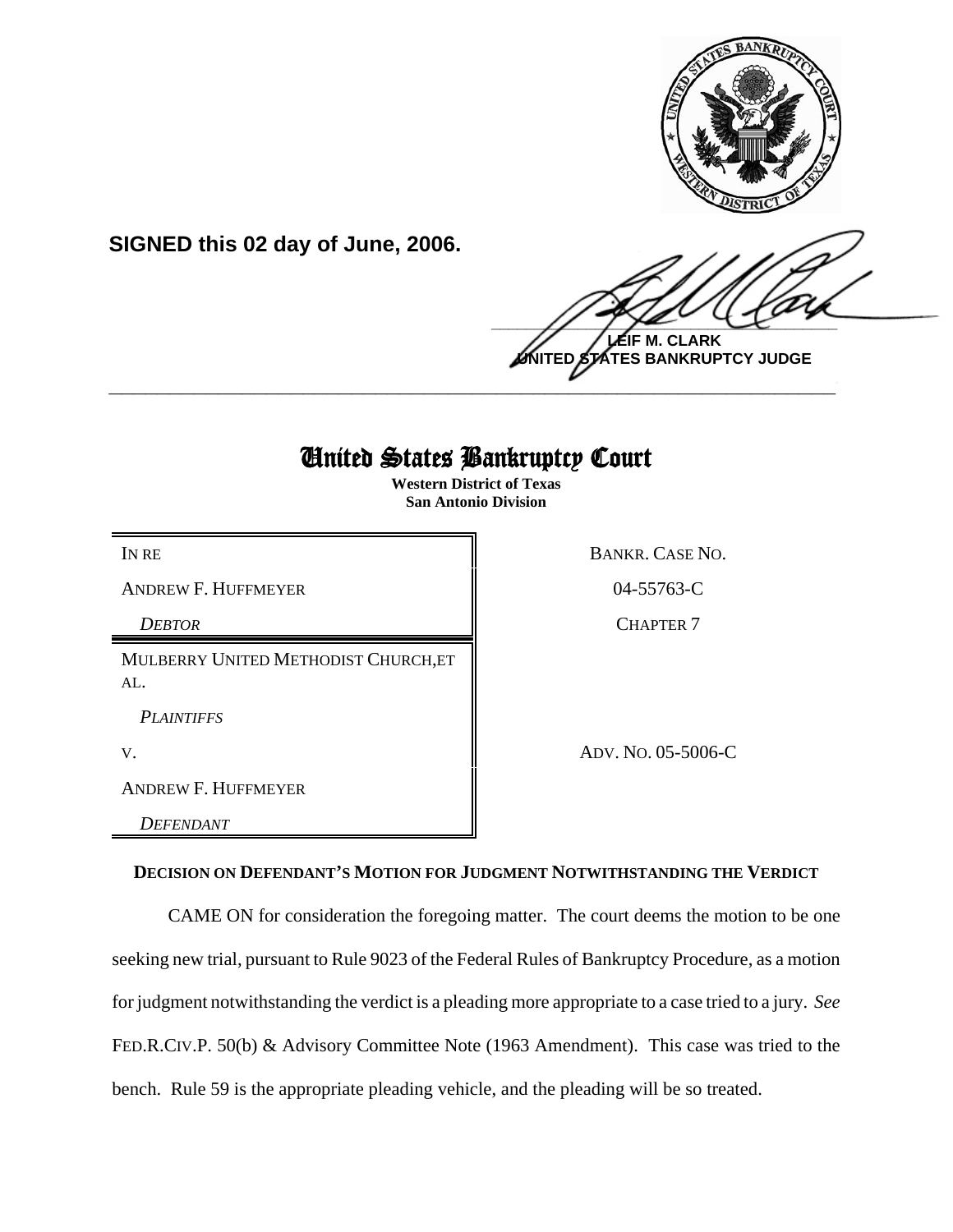**SIGNED this 02 day of June, 2006.**

**LEIF M. CLARK**
**UNITED STATES BANKRUPTCY JUDGE**

---

# United States Bankruptcy Court

**Western District of Texas**
**San Antonio Division**

| | |
|---|---|
| IN RE | BANKR. CASE NO. |
| ANDREW F. HUFFMEYER | 04-55763-C |
| *DEBTOR* | CHAPTER 7 |
| MULBERRY UNITED METHODIST CHURCH,ET AL. | |
| *PLAINTIFFS* | |
| V. | ADV. NO. 05-5006-C |
| ANDREW F. HUFFMEYER | |
| *DEFENDANT* | |

**DECISION ON DEFENDANT'S MOTION FOR JUDGMENT NOTWITHSTANDING THE VERDICT**

CAME ON for consideration the foregoing matter. The court deems the motion to be one seeking new trial, pursuant to Rule 9023 of the Federal Rules of Bankruptcy Procedure, as a motion for judgment notwithstanding the verdict is a pleading more appropriate to a case tried to a jury. *See* FED.R.CIV.P. 50(b) & Advisory Committee Note (1963 Amendment). This case was tried to the bench. Rule 59 is the appropriate pleading vehicle, and the pleading will be so treated.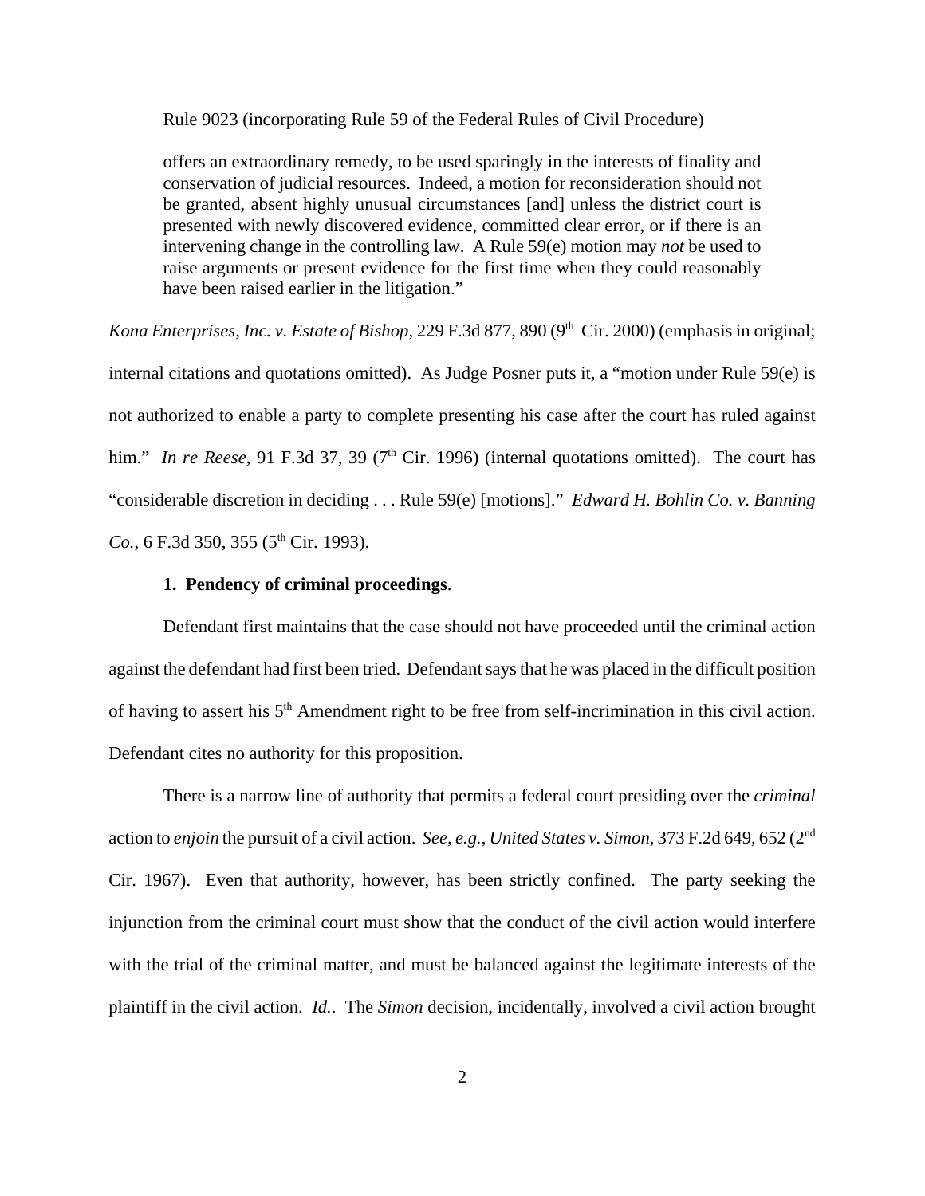Rule 9023 (incorporating Rule 59 of the Federal Rules of Civil Procedure)

> offers an extraordinary remedy, to be used sparingly in the interests of finality and conservation of judicial resources. Indeed, a motion for reconsideration should not be granted, absent highly unusual circumstances [and] unless the district court is presented with newly discovered evidence, committed clear error, or if there is an intervening change in the controlling law. A Rule 59(e) motion may *not* be used to raise arguments or present evidence for the first time when they could reasonably have been raised earlier in the litigation."

*Kona Enterprises, Inc. v. Estate of Bishop*, 229 F.3d 877, 890 (9th Cir. 2000) (emphasis in original; internal citations and quotations omitted). As Judge Posner puts it, a "motion under Rule 59(e) is not authorized to enable a party to complete presenting his case after the court has ruled against him." *In re Reese*, 91 F.3d 37, 39 (7th Cir. 1996) (internal quotations omitted). The court has "considerable discretion in deciding . . . Rule 59(e) [motions]." *Edward H. Bohlin Co. v. Banning Co.*, 6 F.3d 350, 355 (5th Cir. 1993).

**1. Pendency of criminal proceedings**.

Defendant first maintains that the case should not have proceeded until the criminal action against the defendant had first been tried. Defendant says that he was placed in the difficult position of having to assert his 5th Amendment right to be free from self-incrimination in this civil action. Defendant cites no authority for this proposition.

There is a narrow line of authority that permits a federal court presiding over the *criminal* action to *enjoin* the pursuit of a civil action. *See, e.g.*, *United States v. Simon*, 373 F.2d 649, 652 (2nd Cir. 1967). Even that authority, however, has been strictly confined. The party seeking the injunction from the criminal court must show that the conduct of the civil action would interfere with the trial of the criminal matter, and must be balanced against the legitimate interests of the plaintiff in the civil action. *Id.*. The *Simon* decision, incidentally, involved a civil action brought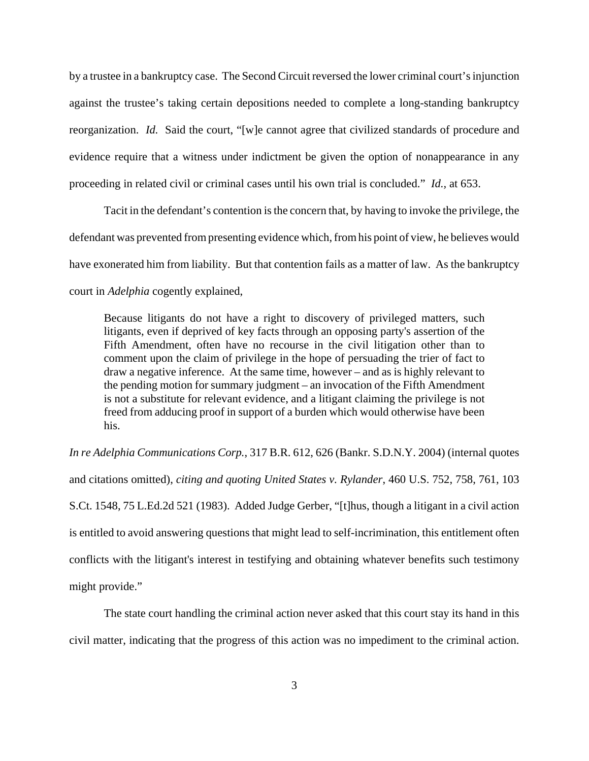by a trustee in a bankruptcy case. The Second Circuit reversed the lower criminal court's injunction against the trustee's taking certain depositions needed to complete a long-standing bankruptcy reorganization. *Id.* Said the court, "[w]e cannot agree that civilized standards of procedure and evidence require that a witness under indictment be given the option of nonappearance in any proceeding in related civil or criminal cases until his own trial is concluded." *Id.*, at 653.

Tacit in the defendant's contention is the concern that, by having to invoke the privilege, the defendant was prevented from presenting evidence which, from his point of view, he believes would have exonerated him from liability. But that contention fails as a matter of law. As the bankruptcy court in *Adelphia* cogently explained,

> Because litigants do not have a right to discovery of privileged matters, such litigants, even if deprived of key facts through an opposing party's assertion of the Fifth Amendment, often have no recourse in the civil litigation other than to comment upon the claim of privilege in the hope of persuading the trier of fact to draw a negative inference. At the same time, however – and as is highly relevant to the pending motion for summary judgment – an invocation of the Fifth Amendment is not a substitute for relevant evidence, and a litigant claiming the privilege is not freed from adducing proof in support of a burden which would otherwise have been his.

*In re Adelphia Communications Corp.*, 317 B.R. 612, 626 (Bankr. S.D.N.Y. 2004) (internal quotes and citations omitted), *citing and quoting United States v. Rylander*, 460 U.S. 752, 758, 761, 103 S.Ct. 1548, 75 L.Ed.2d 521 (1983). Added Judge Gerber, "[t]hus, though a litigant in a civil action is entitled to avoid answering questions that might lead to self-incrimination, this entitlement often conflicts with the litigant's interest in testifying and obtaining whatever benefits such testimony might provide."

The state court handling the criminal action never asked that this court stay its hand in this civil matter, indicating that the progress of this action was no impediment to the criminal action.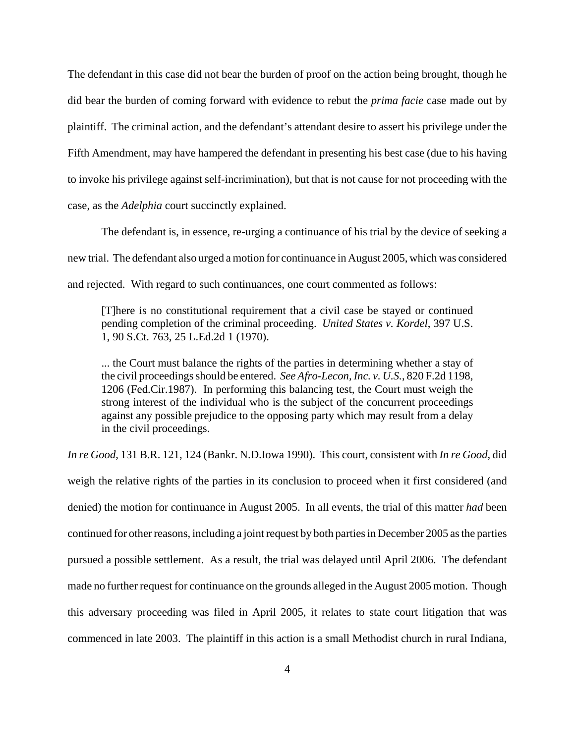The defendant in this case did not bear the burden of proof on the action being brought, though he did bear the burden of coming forward with evidence to rebut the *prima facie* case made out by plaintiff. The criminal action, and the defendant's attendant desire to assert his privilege under the Fifth Amendment, may have hampered the defendant in presenting his best case (due to his having to invoke his privilege against self-incrimination), but that is not cause for not proceeding with the case, as the *Adelphia* court succinctly explained.

The defendant is, in essence, re-urging a continuance of his trial by the device of seeking a new trial. The defendant also urged a motion for continuance in August 2005, which was considered and rejected. With regard to such continuances, one court commented as follows:

> [T]here is no constitutional requirement that a civil case be stayed or continued pending completion of the criminal proceeding. *United States v. Kordel*, 397 U.S. 1, 90 S.Ct. 763, 25 L.Ed.2d 1 (1970).
>
> ... the Court must balance the rights of the parties in determining whether a stay of the civil proceedings should be entered. *See Afro-Lecon, Inc. v. U.S.*, 820 F.2d 1198, 1206 (Fed.Cir.1987). In performing this balancing test, the Court must weigh the strong interest of the individual who is the subject of the concurrent proceedings against any possible prejudice to the opposing party which may result from a delay in the civil proceedings.

*In re Good*, 131 B.R. 121, 124 (Bankr. N.D.Iowa 1990). This court, consistent with *In re Good*, did weigh the relative rights of the parties in its conclusion to proceed when it first considered (and denied) the motion for continuance in August 2005. In all events, the trial of this matter *had* been continued for other reasons, including a joint request by both parties in December 2005 as the parties pursued a possible settlement. As a result, the trial was delayed until April 2006. The defendant made no further request for continuance on the grounds alleged in the August 2005 motion. Though this adversary proceeding was filed in April 2005, it relates to state court litigation that was commenced in late 2003. The plaintiff in this action is a small Methodist church in rural Indiana,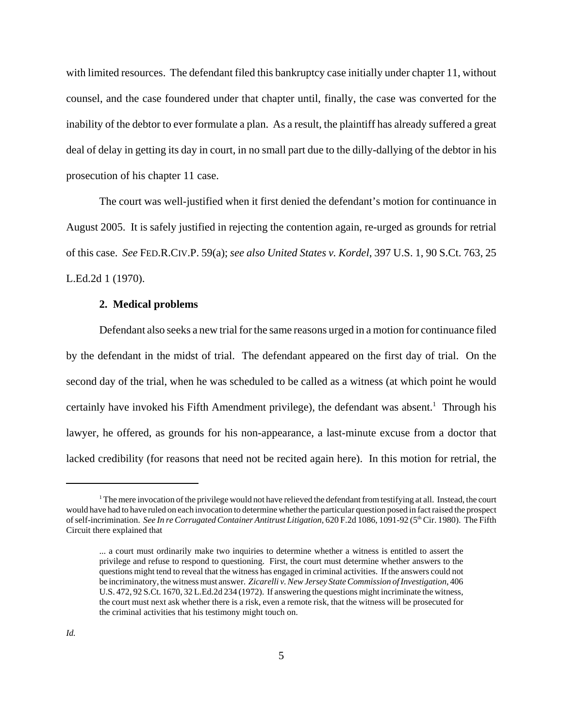with limited resources. The defendant filed this bankruptcy case initially under chapter 11, without counsel, and the case foundered under that chapter until, finally, the case was converted for the inability of the debtor to ever formulate a plan. As a result, the plaintiff has already suffered a great deal of delay in getting its day in court, in no small part due to the dilly-dallying of the debtor in his prosecution of his chapter 11 case.

The court was well-justified when it first denied the defendant's motion for continuance in August 2005. It is safely justified in rejecting the contention again, re-urged as grounds for retrial of this case. *See* FED.R.CIV.P. 59(a); *see also United States v. Kordel*, 397 U.S. 1, 90 S.Ct. 763, 25 L.Ed.2d 1 (1970).

**2. Medical problems**

Defendant also seeks a new trial for the same reasons urged in a motion for continuance filed by the defendant in the midst of trial. The defendant appeared on the first day of trial. On the second day of the trial, when he was scheduled to be called as a witness (at which point he would certainly have invoked his Fifth Amendment privilege), the defendant was absent.[1] Through his lawyer, he offered, as grounds for his non-appearance, a last-minute excuse from a doctor that lacked credibility (for reasons that need not be recited again here). In this motion for retrial, the

---

[1] The mere invocation of the privilege would not have relieved the defendant from testifying at all. Instead, the court would have had to have ruled on each invocation to determine whether the particular question posed in fact raised the prospect of self-incrimination. *See In re Corrugated Container Antitrust Litigation*, 620 F.2d 1086, 1091-92 (5th Cir. 1980). The Fifth Circuit there explained that

> ... a court must ordinarily make two inquiries to determine whether a witness is entitled to assert the privilege and refuse to respond to questioning. First, the court must determine whether answers to the questions might tend to reveal that the witness has engaged in criminal activities. If the answers could not be incriminatory, the witness must answer. *Zicarelli v. New Jersey State Commission of Investigation*, 406 U.S. 472, 92 S.Ct. 1670, 32 L.Ed.2d 234 (1972). If answering the questions might incriminate the witness, the court must next ask whether there is a risk, even a remote risk, that the witness will be prosecuted for the criminal activities that his testimony might touch on.

*Id.*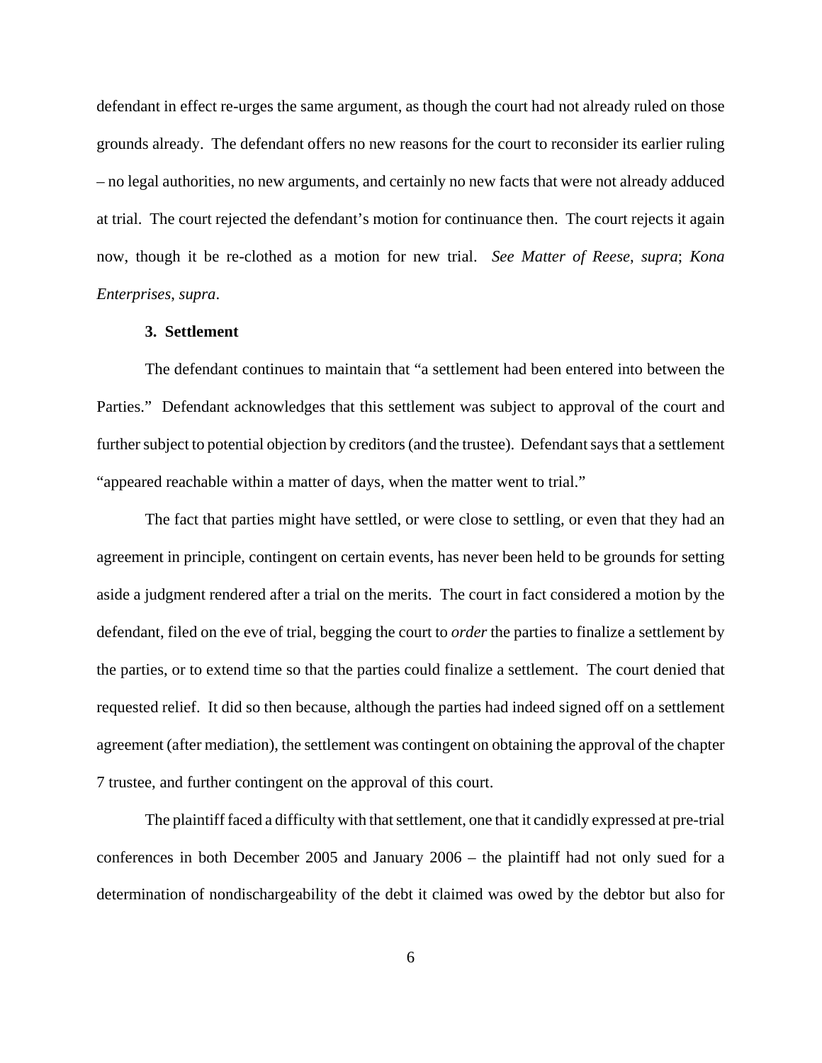defendant in effect re-urges the same argument, as though the court had not already ruled on those grounds already. The defendant offers no new reasons for the court to reconsider its earlier ruling – no legal authorities, no new arguments, and certainly no new facts that were not already adduced at trial. The court rejected the defendant's motion for continuance then. The court rejects it again now, though it be re-clothed as a motion for new trial. *See Matter of Reese*, *supra*; *Kona Enterprises*, *supra*.

**3. Settlement**

The defendant continues to maintain that "a settlement had been entered into between the Parties." Defendant acknowledges that this settlement was subject to approval of the court and further subject to potential objection by creditors (and the trustee). Defendant says that a settlement "appeared reachable within a matter of days, when the matter went to trial."

The fact that parties might have settled, or were close to settling, or even that they had an agreement in principle, contingent on certain events, has never been held to be grounds for setting aside a judgment rendered after a trial on the merits. The court in fact considered a motion by the defendant, filed on the eve of trial, begging the court to *order* the parties to finalize a settlement by the parties, or to extend time so that the parties could finalize a settlement. The court denied that requested relief. It did so then because, although the parties had indeed signed off on a settlement agreement (after mediation), the settlement was contingent on obtaining the approval of the chapter 7 trustee, and further contingent on the approval of this court.

The plaintiff faced a difficulty with that settlement, one that it candidly expressed at pre-trial conferences in both December 2005 and January 2006 – the plaintiff had not only sued for a determination of nondischargeability of the debt it claimed was owed by the debtor but also for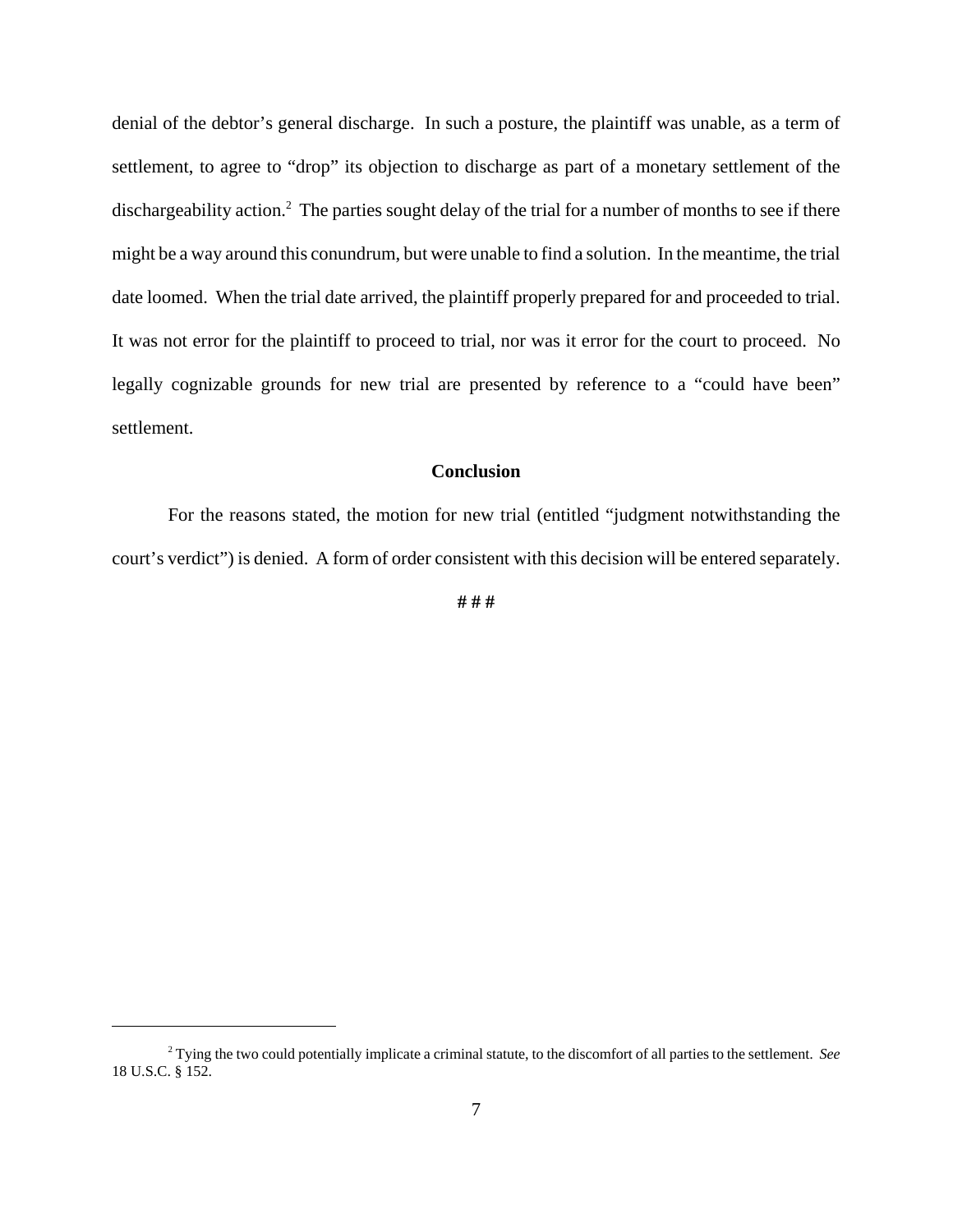denial of the debtor's general discharge. In such a posture, the plaintiff was unable, as a term of settlement, to agree to "drop" its objection to discharge as part of a monetary settlement of the dischargeability action.[2] The parties sought delay of the trial for a number of months to see if there might be a way around this conundrum, but were unable to find a solution. In the meantime, the trial date loomed. When the trial date arrived, the plaintiff properly prepared for and proceeded to trial. It was not error for the plaintiff to proceed to trial, nor was it error for the court to proceed. No legally cognizable grounds for new trial are presented by reference to a "could have been" settlement.

## Conclusion

For the reasons stated, the motion for new trial (entitled "judgment notwithstanding the court's verdict") is denied. A form of order consistent with this decision will be entered separately.

# # #

---

[2] Tying the two could potentially implicate a criminal statute, to the discomfort of all parties to the settlement. *See* 18 U.S.C. § 152.